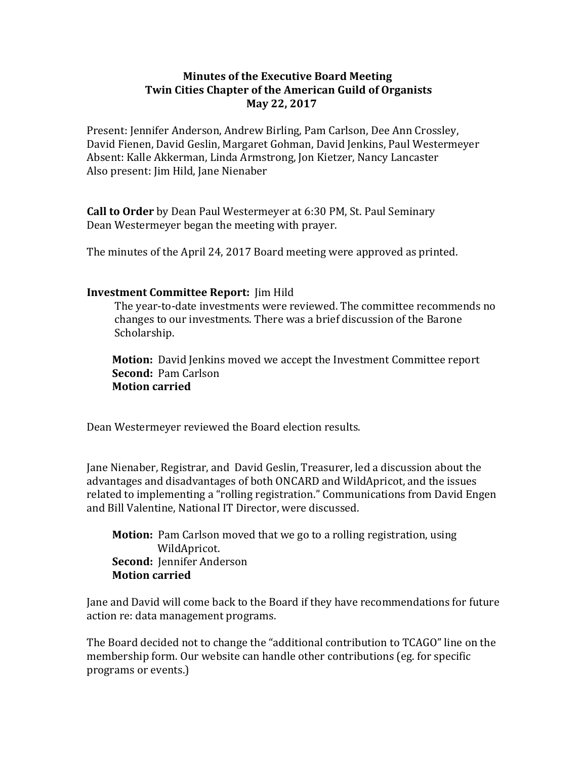# Minutes of the Executive Board Meeting
## Twin Cities Chapter of the American Guild of Organists
### May 22, 2017

Present: Jennifer Anderson, Andrew Birling, Pam Carlson, Dee Ann Crossley, David Fienen, David Geslin, Margaret Gohman, David Jenkins, Paul Westermeyer
Absent: Kalle Akkerman, Linda Armstrong, Jon Kietzer, Nancy Lancaster
Also present: Jim Hild, Jane Nienaber

**Call to Order** by Dean Paul Westermeyer at 6:30 PM, St. Paul Seminary
Dean Westermeyer began the meeting with prayer.

The minutes of the April 24, 2017 Board meeting were approved as printed.

**Investment Committee Report:** Jim Hild

The year-to-date investments were reviewed. The committee recommends no changes to our investments. There was a brief discussion of the Barone Scholarship.

**Motion:** David Jenkins moved we accept the Investment Committee report
**Second:** Pam Carlson
**Motion carried**

Dean Westermeyer reviewed the Board election results.

Jane Nienaber, Registrar, and David Geslin, Treasurer, led a discussion about the advantages and disadvantages of both ONCARD and WildApricot, and the issues related to implementing a "rolling registration." Communications from David Engen and Bill Valentine, National IT Director, were discussed.

**Motion:** Pam Carlson moved that we go to a rolling registration, using WildApricot.
**Second:** Jennifer Anderson
**Motion carried**

Jane and David will come back to the Board if they have recommendations for future action re: data management programs.

The Board decided not to change the "additional contribution to TCAGO" line on the membership form. Our website can handle other contributions (eg. for specific programs or events.)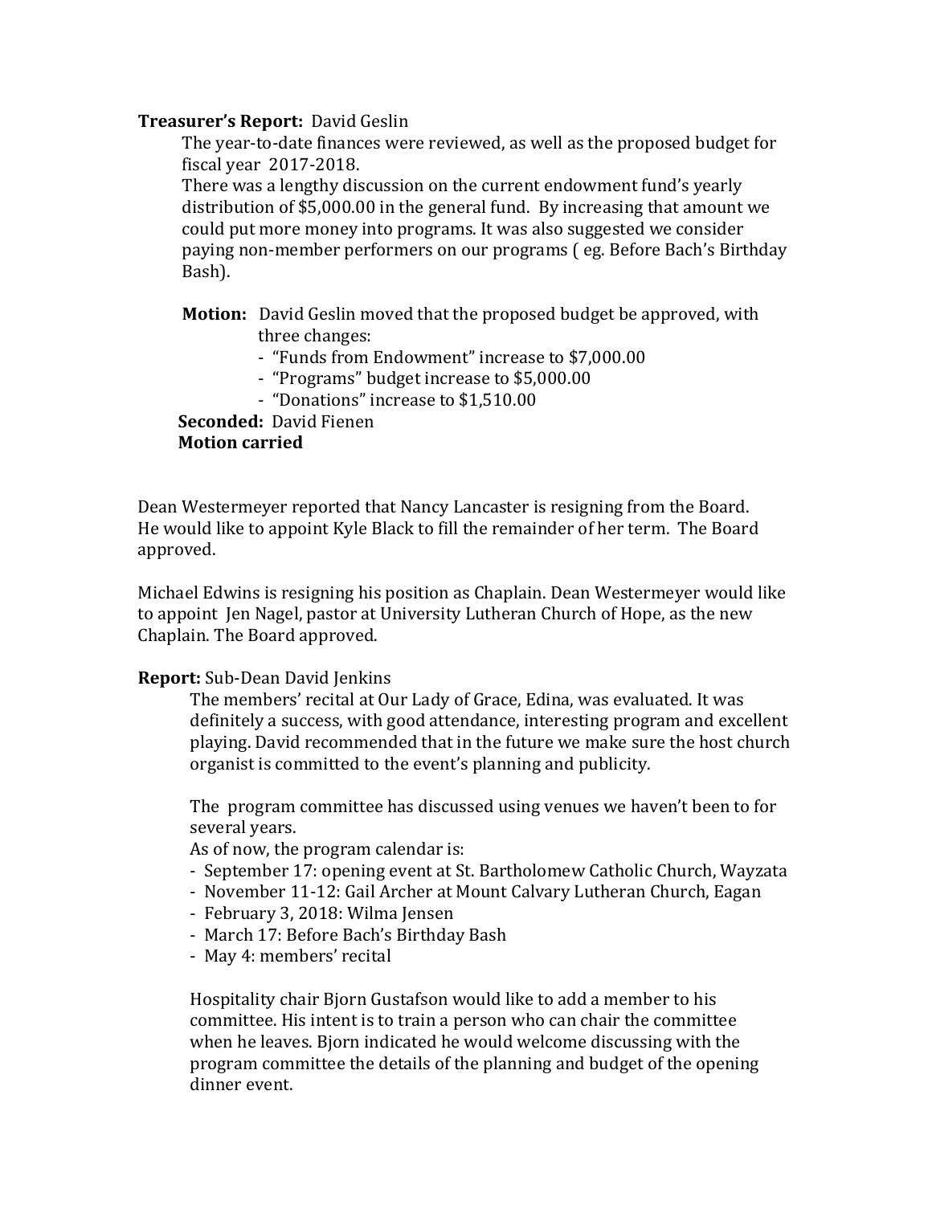**Treasurer's Report:** David Geslin

The year-to-date finances were reviewed, as well as the proposed budget for fiscal year 2017-2018.

There was a lengthy discussion on the current endowment fund's yearly distribution of $5,000.00 in the general fund. By increasing that amount we could put more money into programs. It was also suggested we consider paying non-member performers on our programs ( eg. Before Bach's Birthday Bash).

**Motion:** David Geslin moved that the proposed budget be approved, with three changes:

- "Funds from Endowment" increase to $7,000.00
- "Programs" budget increase to $5,000.00
- "Donations" increase to $1,510.00

**Seconded:** David Fienen

**Motion carried**

Dean Westermeyer reported that Nancy Lancaster is resigning from the Board. He would like to appoint Kyle Black to fill the remainder of her term. The Board approved.

Michael Edwins is resigning his position as Chaplain. Dean Westermeyer would like to appoint Jen Nagel, pastor at University Lutheran Church of Hope, as the new Chaplain. The Board approved.

**Report:** Sub-Dean David Jenkins

The members' recital at Our Lady of Grace, Edina, was evaluated. It was definitely a success, with good attendance, interesting program and excellent playing. David recommended that in the future we make sure the host church organist is committed to the event's planning and publicity.

The program committee has discussed using venues we haven't been to for several years.

As of now, the program calendar is:

- September 17: opening event at St. Bartholomew Catholic Church, Wayzata
- November 11-12: Gail Archer at Mount Calvary Lutheran Church, Eagan
- February 3, 2018: Wilma Jensen
- March 17: Before Bach's Birthday Bash
- May 4: members' recital

Hospitality chair Bjorn Gustafson would like to add a member to his committee. His intent is to train a person who can chair the committee when he leaves. Bjorn indicated he would welcome discussing with the program committee the details of the planning and budget of the opening dinner event.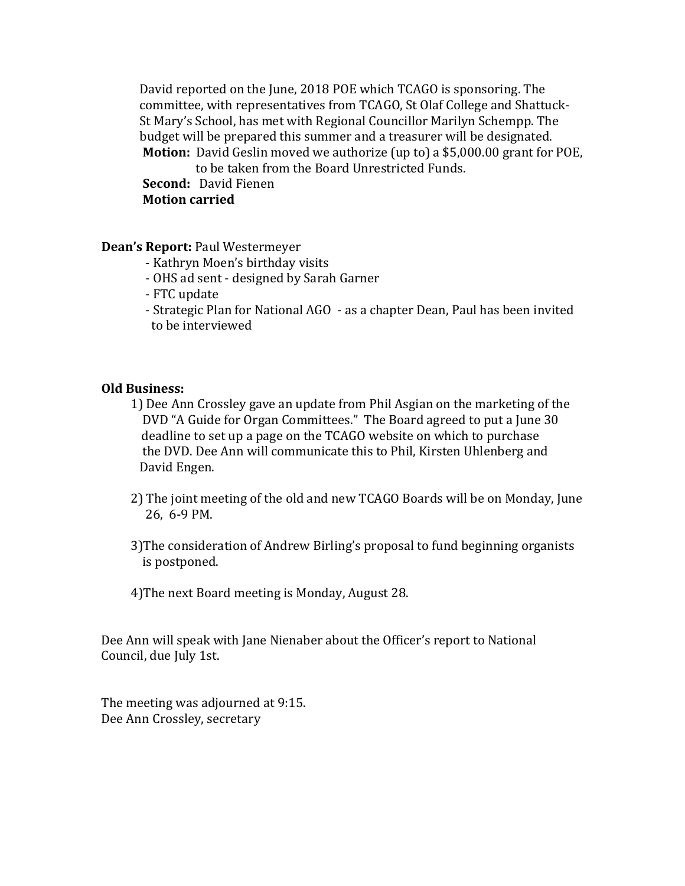David reported on the June, 2018 POE which TCAGO is sponsoring. The committee, with representatives from TCAGO, St Olaf College and Shattuck-St Mary's School, has met with Regional Councillor Marilyn Schempp. The budget will be prepared this summer and a treasurer will be designated.

**Motion:** David Geslin moved we authorize (up to) a $5,000.00 grant for POE, to be taken from the Board Unrestricted Funds.
**Second:** David Fienen
**Motion carried**

**Dean's Report:** Paul Westermeyer

- Kathryn Moen's birthday visits
- OHS ad sent - designed by Sarah Garner
- FTC update
- Strategic Plan for National AGO - as a chapter Dean, Paul has been invited to be interviewed

**Old Business:**

1) Dee Ann Crossley gave an update from Phil Asgian on the marketing of the DVD "A Guide for Organ Committees." The Board agreed to put a June 30 deadline to set up a page on the TCAGO website on which to purchase the DVD. Dee Ann will communicate this to Phil, Kirsten Uhlenberg and David Engen.

2) The joint meeting of the old and new TCAGO Boards will be on Monday, June 26, 6-9 PM.

3)The consideration of Andrew Birling's proposal to fund beginning organists is postponed.

4)The next Board meeting is Monday, August 28.

Dee Ann will speak with Jane Nienaber about the Officer's report to National Council, due July 1st.

The meeting was adjourned at 9:15.
Dee Ann Crossley, secretary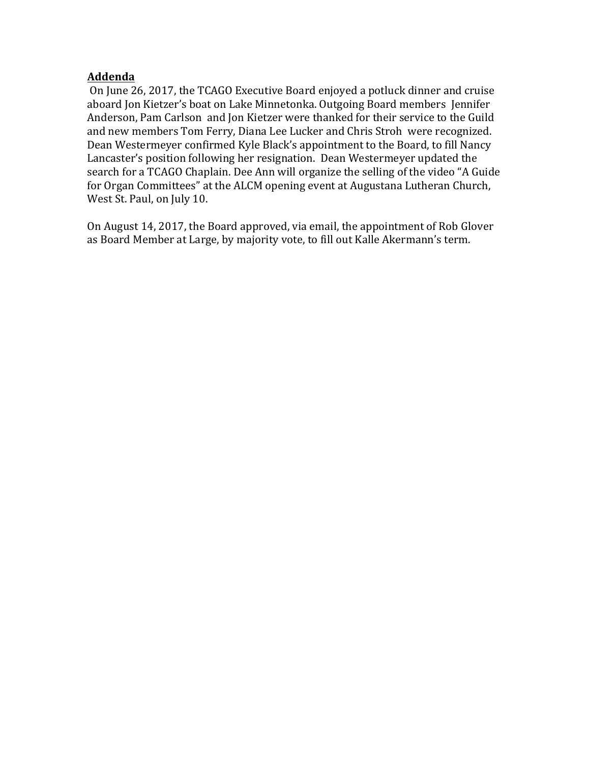**Addenda**

On June 26, 2017, the TCAGO Executive Board enjoyed a potluck dinner and cruise aboard Jon Kietzer's boat on Lake Minnetonka. Outgoing Board members Jennifer Anderson, Pam Carlson and Jon Kietzer were thanked for their service to the Guild and new members Tom Ferry, Diana Lee Lucker and Chris Stroh were recognized. Dean Westermeyer confirmed Kyle Black's appointment to the Board, to fill Nancy Lancaster's position following her resignation. Dean Westermeyer updated the search for a TCAGO Chaplain. Dee Ann will organize the selling of the video "A Guide for Organ Committees" at the ALCM opening event at Augustana Lutheran Church, West St. Paul, on July 10.

On August 14, 2017, the Board approved, via email, the appointment of Rob Glover as Board Member at Large, by majority vote, to fill out Kalle Akermann's term.